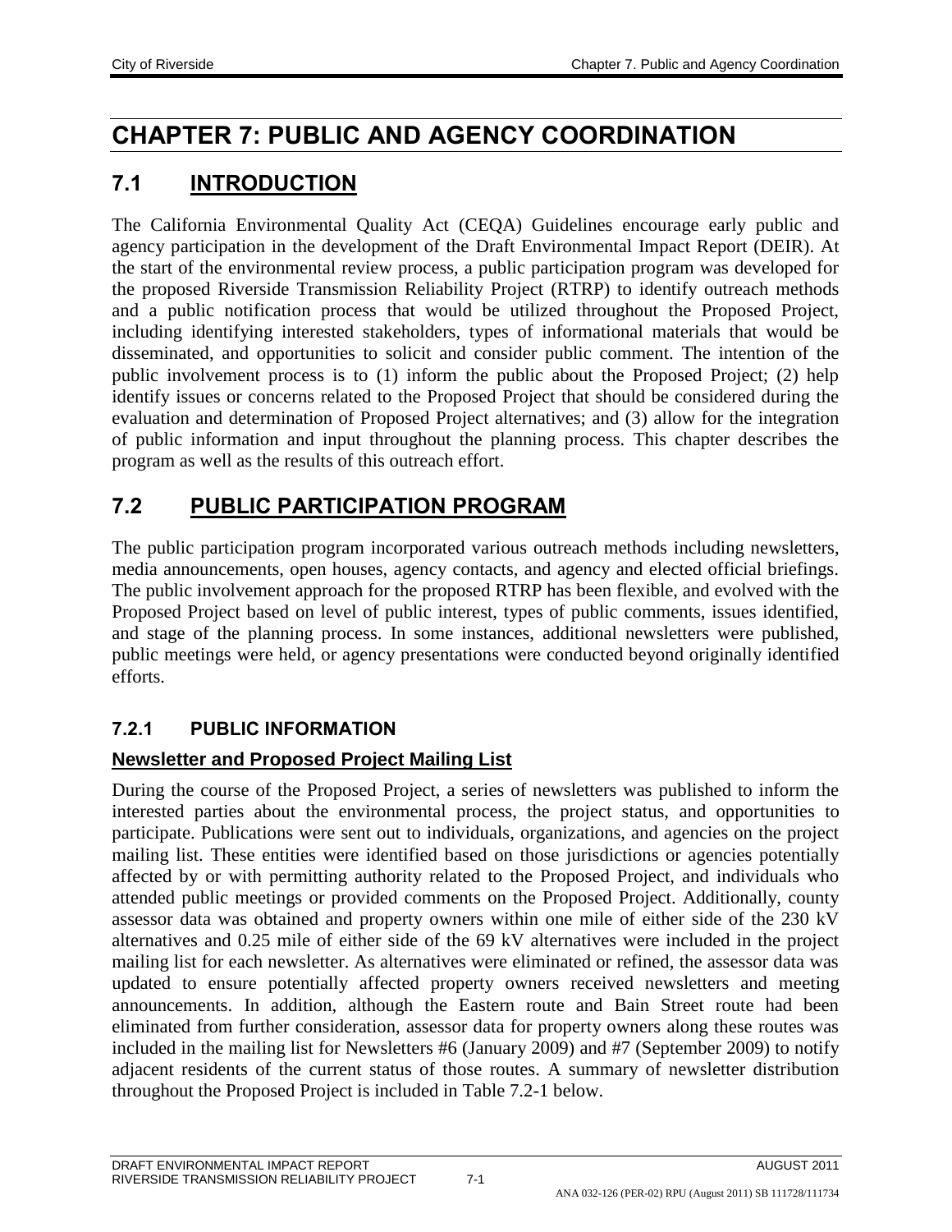# CHAPTER 7: PUBLIC AND AGENCY COORDINATION

## 7.1 INTRODUCTION

The California Environmental Quality Act (CEQA) Guidelines encourage early public and agency participation in the development of the Draft Environmental Impact Report (DEIR). At the start of the environmental review process, a public participation program was developed for the proposed Riverside Transmission Reliability Project (RTRP) to identify outreach methods and a public notification process that would be utilized throughout the Proposed Project, including identifying interested stakeholders, types of informational materials that would be disseminated, and opportunities to solicit and consider public comment. The intention of the public involvement process is to (1) inform the public about the Proposed Project; (2) help identify issues or concerns related to the Proposed Project that should be considered during the evaluation and determination of Proposed Project alternatives; and (3) allow for the integration of public information and input throughout the planning process. This chapter describes the program as well as the results of this outreach effort.

## 7.2 PUBLIC PARTICIPATION PROGRAM

The public participation program incorporated various outreach methods including newsletters, media announcements, open houses, agency contacts, and agency and elected official briefings. The public involvement approach for the proposed RTRP has been flexible, and evolved with the Proposed Project based on level of public interest, types of public comments, issues identified, and stage of the planning process. In some instances, additional newsletters were published, public meetings were held, or agency presentations were conducted beyond originally identified efforts.

### 7.2.1 PUBLIC INFORMATION

**Newsletter and Proposed Project Mailing List**

During the course of the Proposed Project, a series of newsletters was published to inform the interested parties about the environmental process, the project status, and opportunities to participate. Publications were sent out to individuals, organizations, and agencies on the project mailing list. These entities were identified based on those jurisdictions or agencies potentially affected by or with permitting authority related to the Proposed Project, and individuals who attended public meetings or provided comments on the Proposed Project. Additionally, county assessor data was obtained and property owners within one mile of either side of the 230 kV alternatives and 0.25 mile of either side of the 69 kV alternatives were included in the project mailing list for each newsletter. As alternatives were eliminated or refined, the assessor data was updated to ensure potentially affected property owners received newsletters and meeting announcements. In addition, although the Eastern route and Bain Street route had been eliminated from further consideration, assessor data for property owners along these routes was included in the mailing list for Newsletters #6 (January 2009) and #7 (September 2009) to notify adjacent residents of the current status of those routes. A summary of newsletter distribution throughout the Proposed Project is included in Table 7.2-1 below.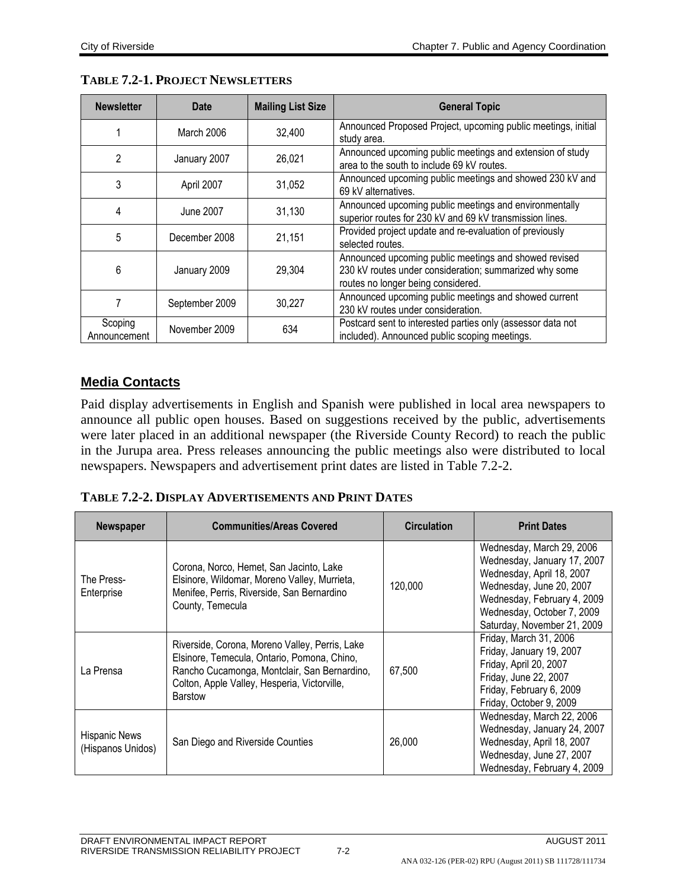**TABLE 7.2-1. PROJECT NEWSLETTERS**

| Newsletter | Date | Mailing List Size | General Topic |
|---|---|---|---|
| 1 | March 2006 | 32,400 | Announced Proposed Project, upcoming public meetings, initial study area. |
| 2 | January 2007 | 26,021 | Announced upcoming public meetings and extension of study area to the south to include 69 kV routes. |
| 3 | April 2007 | 31,052 | Announced upcoming public meetings and showed 230 kV and 69 kV alternatives. |
| 4 | June 2007 | 31,130 | Announced upcoming public meetings and environmentally superior routes for 230 kV and 69 kV transmission lines. |
| 5 | December 2008 | 21,151 | Provided project update and re-evaluation of previously selected routes. |
| 6 | January 2009 | 29,304 | Announced upcoming public meetings and showed revised 230 kV routes under consideration; summarized why some routes no longer being considered. |
| 7 | September 2009 | 30,227 | Announced upcoming public meetings and showed current 230 kV routes under consideration. |
| Scoping Announcement | November 2009 | 634 | Postcard sent to interested parties only (assessor data not included). Announced public scoping meetings. |

## Media Contacts

Paid display advertisements in English and Spanish were published in local area newspapers to announce all public open houses. Based on suggestions received by the public, advertisements were later placed in an additional newspaper (the Riverside County Record) to reach the public in the Jurupa area. Press releases announcing the public meetings also were distributed to local newspapers. Newspapers and advertisement print dates are listed in Table 7.2-2.

**TABLE 7.2-2. DISPLAY ADVERTISEMENTS AND PRINT DATES**

| Newspaper | Communities/Areas Covered | Circulation | Print Dates |
|---|---|---|---|
| The Press-Enterprise | Corona, Norco, Hemet, San Jacinto, Lake Elsinore, Wildomar, Moreno Valley, Murrieta, Menifee, Perris, Riverside, San Bernardino County, Temecula | 120,000 | Wednesday, March 29, 2006<br>Wednesday, January 17, 2007<br>Wednesday, April 18, 2007<br>Wednesday, June 20, 2007<br>Wednesday, February 4, 2009<br>Wednesday, October 7, 2009<br>Saturday, November 21, 2009 |
| La Prensa | Riverside, Corona, Moreno Valley, Perris, Lake Elsinore, Temecula, Ontario, Pomona, Chino, Rancho Cucamonga, Montclair, San Bernardino, Colton, Apple Valley, Hesperia, Victorville, Barstow | 67,500 | Friday, March 31, 2006<br>Friday, January 19, 2007<br>Friday, April 20, 2007<br>Friday, June 22, 2007<br>Friday, February 6, 2009<br>Friday, October 9, 2009 |
| Hispanic News (Hispanos Unidos) | San Diego and Riverside Counties | 26,000 | Wednesday, March 22, 2006<br>Wednesday, January 24, 2007<br>Wednesday, April 18, 2007<br>Wednesday, June 27, 2007<br>Wednesday, February 4, 2009 |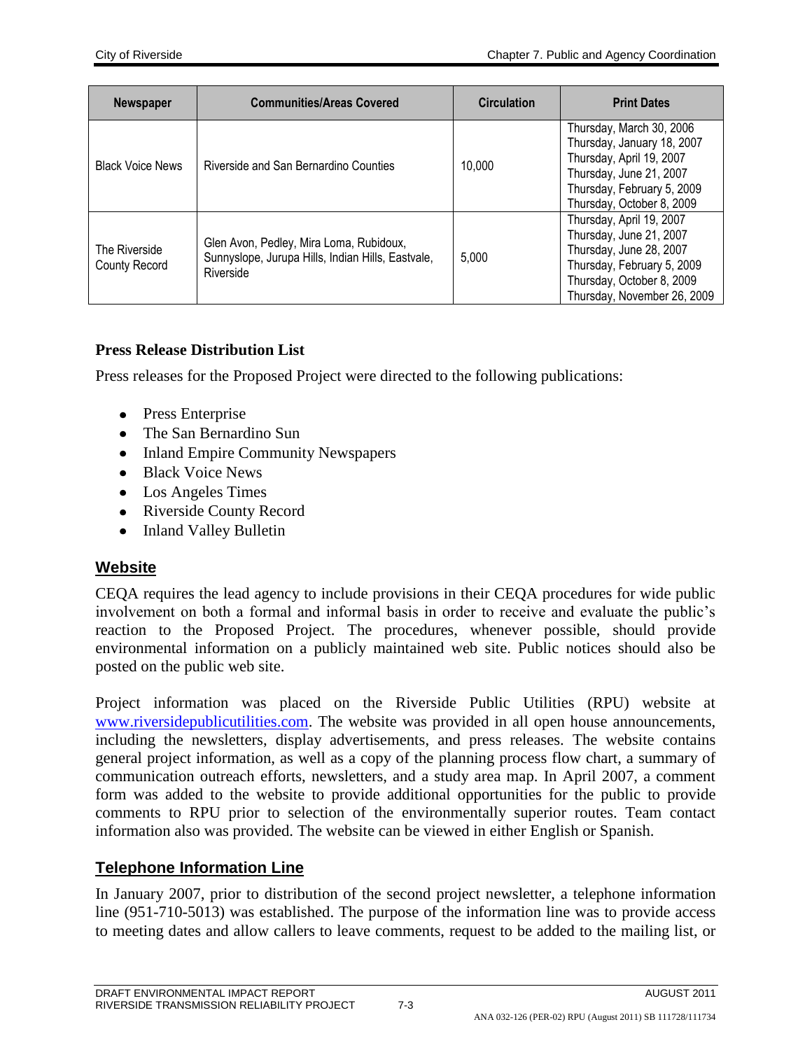| Newspaper | Communities/Areas Covered | Circulation | Print Dates |
|---|---|---|---|
| Black Voice News | Riverside and San Bernardino Counties | 10,000 | Thursday, March 30, 2006<br>Thursday, January 18, 2007<br>Thursday, April 19, 2007<br>Thursday, June 21, 2007<br>Thursday, February 5, 2009<br>Thursday, October 8, 2009 |
| The Riverside County Record | Glen Avon, Pedley, Mira Loma, Rubidoux, Sunnyslope, Jurupa Hills, Indian Hills, Eastvale, Riverside | 5,000 | Thursday, April 19, 2007<br>Thursday, June 21, 2007<br>Thursday, June 28, 2007<br>Thursday, February 5, 2009<br>Thursday, October 8, 2009<br>Thursday, November 26, 2009 |

**Press Release Distribution List**

Press releases for the Proposed Project were directed to the following publications:

- Press Enterprise
- The San Bernardino Sun
- Inland Empire Community Newspapers
- Black Voice News
- Los Angeles Times
- Riverside County Record
- Inland Valley Bulletin

## Website

CEQA requires the lead agency to include provisions in their CEQA procedures for wide public involvement on both a formal and informal basis in order to receive and evaluate the public's reaction to the Proposed Project. The procedures, whenever possible, should provide environmental information on a publicly maintained web site. Public notices should also be posted on the public web site.

Project information was placed on the Riverside Public Utilities (RPU) website at www.riversidepublicutilities.com. The website was provided in all open house announcements, including the newsletters, display advertisements, and press releases. The website contains general project information, as well as a copy of the planning process flow chart, a summary of communication outreach efforts, newsletters, and a study area map. In April 2007, a comment form was added to the website to provide additional opportunities for the public to provide comments to RPU prior to selection of the environmentally superior routes. Team contact information also was provided. The website can be viewed in either English or Spanish.

## Telephone Information Line

In January 2007, prior to distribution of the second project newsletter, a telephone information line (951-710-5013) was established. The purpose of the information line was to provide access to meeting dates and allow callers to leave comments, request to be added to the mailing list, or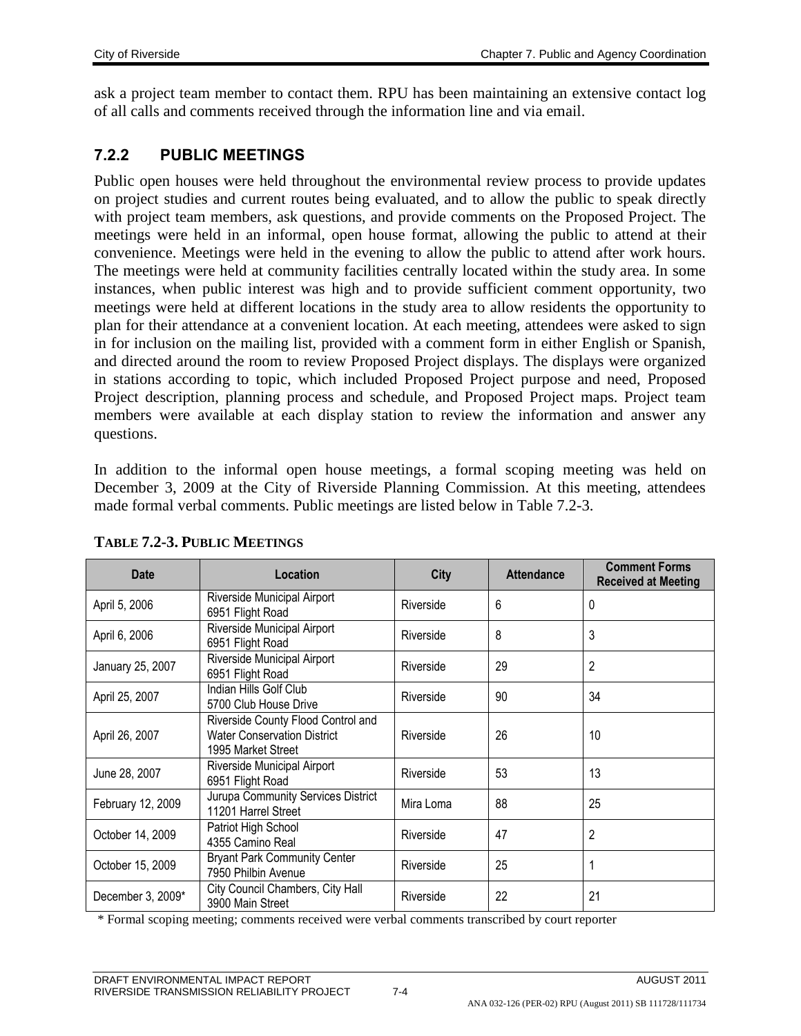ask a project team member to contact them. RPU has been maintaining an extensive contact log of all calls and comments received through the information line and via email.

### 7.2.2 PUBLIC MEETINGS

Public open houses were held throughout the environmental review process to provide updates on project studies and current routes being evaluated, and to allow the public to speak directly with project team members, ask questions, and provide comments on the Proposed Project. The meetings were held in an informal, open house format, allowing the public to attend at their convenience. Meetings were held in the evening to allow the public to attend after work hours. The meetings were held at community facilities centrally located within the study area. In some instances, when public interest was high and to provide sufficient comment opportunity, two meetings were held at different locations in the study area to allow residents the opportunity to plan for their attendance at a convenient location. At each meeting, attendees were asked to sign in for inclusion on the mailing list, provided with a comment form in either English or Spanish, and directed around the room to review Proposed Project displays. The displays were organized in stations according to topic, which included Proposed Project purpose and need, Proposed Project description, planning process and schedule, and Proposed Project maps. Project team members were available at each display station to review the information and answer any questions.

In addition to the informal open house meetings, a formal scoping meeting was held on December 3, 2009 at the City of Riverside Planning Commission. At this meeting, attendees made formal verbal comments. Public meetings are listed below in Table 7.2-3.

**TABLE 7.2-3. PUBLIC MEETINGS**

| Date | Location | City | Attendance | Comment Forms Received at Meeting |
|---|---|---|---|---|
| April 5, 2006 | Riverside Municipal Airport 6951 Flight Road | Riverside | 6 | 0 |
| April 6, 2006 | Riverside Municipal Airport 6951 Flight Road | Riverside | 8 | 3 |
| January 25, 2007 | Riverside Municipal Airport 6951 Flight Road | Riverside | 29 | 2 |
| April 25, 2007 | Indian Hills Golf Club 5700 Club House Drive | Riverside | 90 | 34 |
| April 26, 2007 | Riverside County Flood Control and Water Conservation District 1995 Market Street | Riverside | 26 | 10 |
| June 28, 2007 | Riverside Municipal Airport 6951 Flight Road | Riverside | 53 | 13 |
| February 12, 2009 | Jurupa Community Services District 11201 Harrel Street | Mira Loma | 88 | 25 |
| October 14, 2009 | Patriot High School 4355 Camino Real | Riverside | 47 | 2 |
| October 15, 2009 | Bryant Park Community Center 7950 Philbin Avenue | Riverside | 25 | 1 |
| December 3, 2009* | City Council Chambers, City Hall 3900 Main Street | Riverside | 22 | 21 |

\* Formal scoping meeting; comments received were verbal comments transcribed by court reporter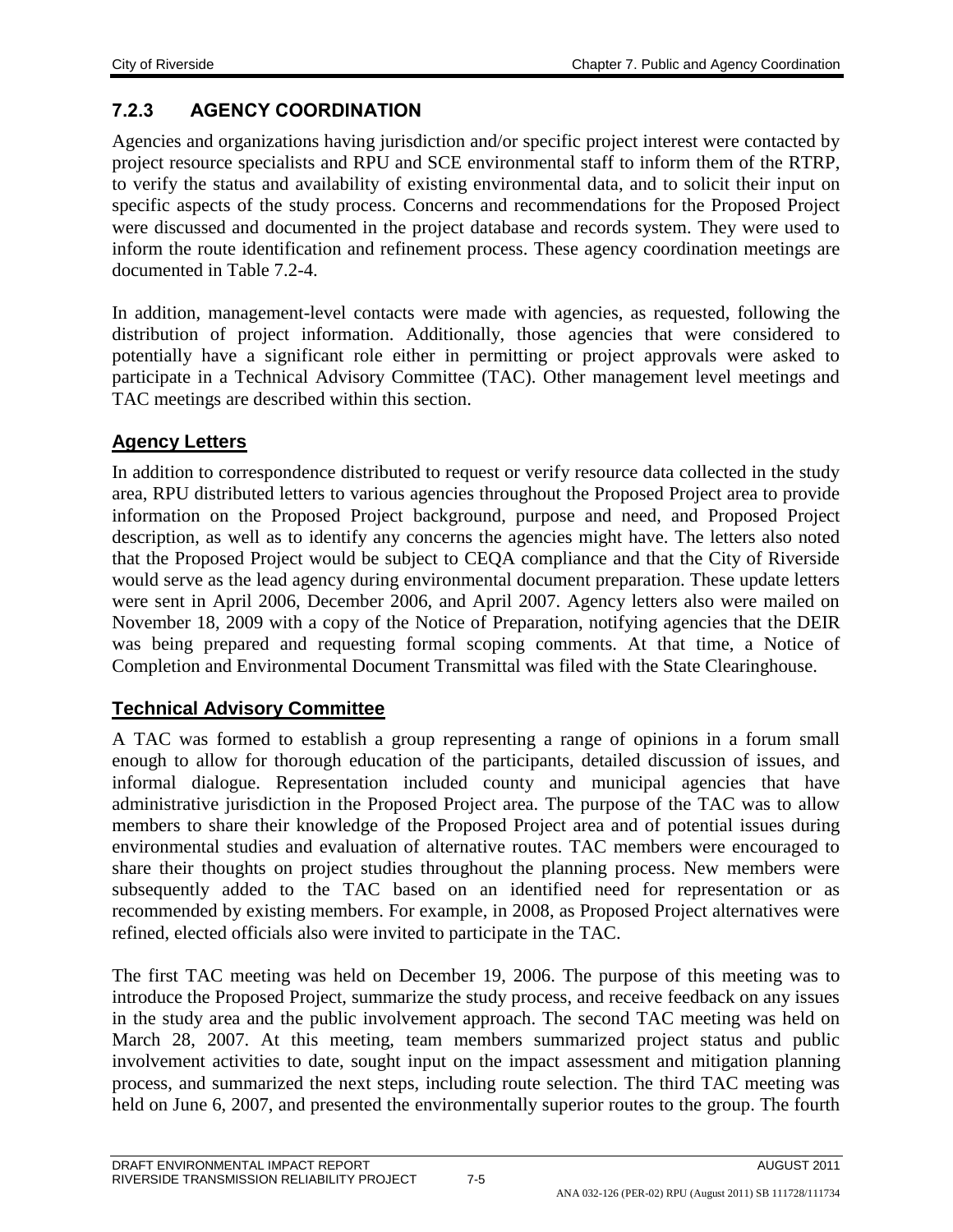### 7.2.3 AGENCY COORDINATION

Agencies and organizations having jurisdiction and/or specific project interest were contacted by project resource specialists and RPU and SCE environmental staff to inform them of the RTRP, to verify the status and availability of existing environmental data, and to solicit their input on specific aspects of the study process. Concerns and recommendations for the Proposed Project were discussed and documented in the project database and records system. They were used to inform the route identification and refinement process. These agency coordination meetings are documented in Table 7.2-4.

In addition, management-level contacts were made with agencies, as requested, following the distribution of project information. Additionally, those agencies that were considered to potentially have a significant role either in permitting or project approvals were asked to participate in a Technical Advisory Committee (TAC). Other management level meetings and TAC meetings are described within this section.

**Agency Letters**

In addition to correspondence distributed to request or verify resource data collected in the study area, RPU distributed letters to various agencies throughout the Proposed Project area to provide information on the Proposed Project background, purpose and need, and Proposed Project description, as well as to identify any concerns the agencies might have. The letters also noted that the Proposed Project would be subject to CEQA compliance and that the City of Riverside would serve as the lead agency during environmental document preparation. These update letters were sent in April 2006, December 2006, and April 2007. Agency letters also were mailed on November 18, 2009 with a copy of the Notice of Preparation, notifying agencies that the DEIR was being prepared and requesting formal scoping comments. At that time, a Notice of Completion and Environmental Document Transmittal was filed with the State Clearinghouse.

**Technical Advisory Committee**

A TAC was formed to establish a group representing a range of opinions in a forum small enough to allow for thorough education of the participants, detailed discussion of issues, and informal dialogue. Representation included county and municipal agencies that have administrative jurisdiction in the Proposed Project area. The purpose of the TAC was to allow members to share their knowledge of the Proposed Project area and of potential issues during environmental studies and evaluation of alternative routes. TAC members were encouraged to share their thoughts on project studies throughout the planning process. New members were subsequently added to the TAC based on an identified need for representation or as recommended by existing members. For example, in 2008, as Proposed Project alternatives were refined, elected officials also were invited to participate in the TAC.

The first TAC meeting was held on December 19, 2006. The purpose of this meeting was to introduce the Proposed Project, summarize the study process, and receive feedback on any issues in the study area and the public involvement approach. The second TAC meeting was held on March 28, 2007. At this meeting, team members summarized project status and public involvement activities to date, sought input on the impact assessment and mitigation planning process, and summarized the next steps, including route selection. The third TAC meeting was held on June 6, 2007, and presented the environmentally superior routes to the group. The fourth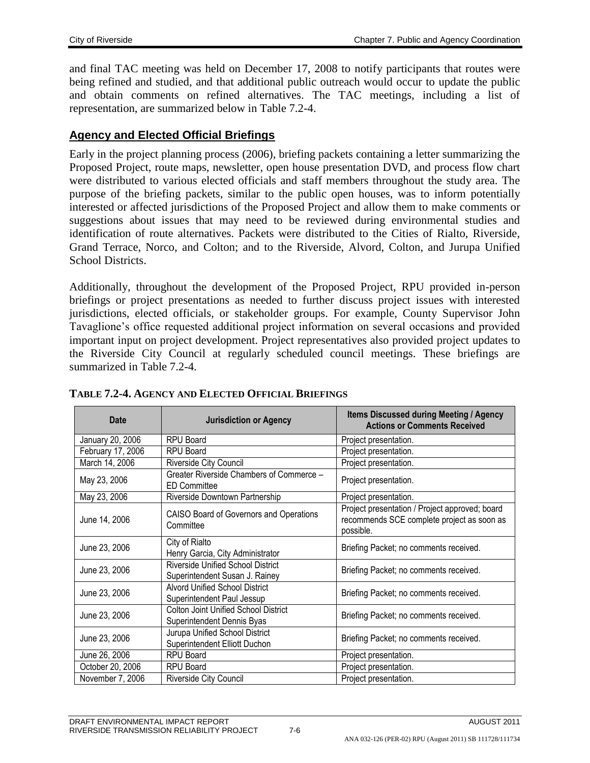and final TAC meeting was held on December 17, 2008 to notify participants that routes were being refined and studied, and that additional public outreach would occur to update the public and obtain comments on refined alternatives. The TAC meetings, including a list of representation, are summarized below in Table 7.2-4.

## Agency and Elected Official Briefings

Early in the project planning process (2006), briefing packets containing a letter summarizing the Proposed Project, route maps, newsletter, open house presentation DVD, and process flow chart were distributed to various elected officials and staff members throughout the study area. The purpose of the briefing packets, similar to the public open houses, was to inform potentially interested or affected jurisdictions of the Proposed Project and allow them to make comments or suggestions about issues that may need to be reviewed during environmental studies and identification of route alternatives. Packets were distributed to the Cities of Rialto, Riverside, Grand Terrace, Norco, and Colton; and to the Riverside, Alvord, Colton, and Jurupa Unified School Districts.

Additionally, throughout the development of the Proposed Project, RPU provided in-person briefings or project presentations as needed to further discuss project issues with interested jurisdictions, elected officials, or stakeholder groups. For example, County Supervisor John Tavaglione's office requested additional project information on several occasions and provided important input on project development. Project representatives also provided project updates to the Riverside City Council at regularly scheduled council meetings. These briefings are summarized in Table 7.2-4.

**TABLE 7.2-4. AGENCY AND ELECTED OFFICIAL BRIEFINGS**

| Date | Jurisdiction or Agency | Items Discussed during Meeting / Agency Actions or Comments Received |
|---|---|---|
| January 20, 2006 | RPU Board | Project presentation. |
| February 17, 2006 | RPU Board | Project presentation. |
| March 14, 2006 | Riverside City Council | Project presentation. |
| May 23, 2006 | Greater Riverside Chambers of Commerce – ED Committee | Project presentation. |
| May 23, 2006 | Riverside Downtown Partnership | Project presentation. |
| June 14, 2006 | CAISO Board of Governors and Operations Committee | Project presentation / Project approved; board recommends SCE complete project as soon as possible. |
| June 23, 2006 | City of Rialto<br>Henry Garcia, City Administrator | Briefing Packet; no comments received. |
| June 23, 2006 | Riverside Unified School District<br>Superintendent Susan J. Rainey | Briefing Packet; no comments received. |
| June 23, 2006 | Alvord Unified School District<br>Superintendent Paul Jessup | Briefing Packet; no comments received. |
| June 23, 2006 | Colton Joint Unified School District<br>Superintendent Dennis Byas | Briefing Packet; no comments received. |
| June 23, 2006 | Jurupa Unified School District<br>Superintendent Elliott Duchon | Briefing Packet; no comments received. |
| June 26, 2006 | RPU Board | Project presentation. |
| October 20, 2006 | RPU Board | Project presentation. |
| November 7, 2006 | Riverside City Council | Project presentation. |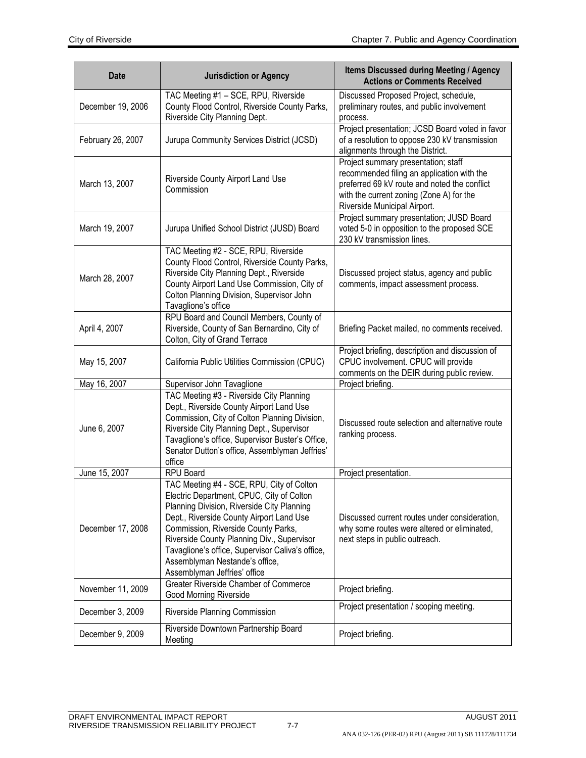| Date | Jurisdiction or Agency | Items Discussed during Meeting / Agency Actions or Comments Received |
|---|---|---|
| December 19, 2006 | TAC Meeting #1 – SCE, RPU, Riverside County Flood Control, Riverside County Parks, Riverside City Planning Dept. | Discussed Proposed Project, schedule, preliminary routes, and public involvement process. |
| February 26, 2007 | Jurupa Community Services District (JCSD) | Project presentation; JCSD Board voted in favor of a resolution to oppose 230 kV transmission alignments through the District. |
| March 13, 2007 | Riverside County Airport Land Use Commission | Project summary presentation; staff recommended filing an application with the preferred 69 kV route and noted the conflict with the current zoning (Zone A) for the Riverside Municipal Airport. |
| March 19, 2007 | Jurupa Unified School District (JUSD) Board | Project summary presentation; JUSD Board voted 5-0 in opposition to the proposed SCE 230 kV transmission lines. |
| March 28, 2007 | TAC Meeting #2 - SCE, RPU, Riverside County Flood Control, Riverside County Parks, Riverside City Planning Dept., Riverside County Airport Land Use Commission, City of Colton Planning Division, Supervisor John Tavaglione's office | Discussed project status, agency and public comments, impact assessment process. |
| April 4, 2007 | RPU Board and Council Members, County of Riverside, County of San Bernardino, City of Colton, City of Grand Terrace | Briefing Packet mailed, no comments received. |
| May 15, 2007 | California Public Utilities Commission (CPUC) | Project briefing, description and discussion of CPUC involvement. CPUC will provide comments on the DEIR during public review. |
| May 16, 2007 | Supervisor John Tavaglione | Project briefing. |
| June 6, 2007 | TAC Meeting #3 - Riverside City Planning Dept., Riverside County Airport Land Use Commission, City of Colton Planning Division, Riverside City Planning Dept., Supervisor Tavaglione's office, Supervisor Buster's Office, Senator Dutton's office, Assemblyman Jeffries' office | Discussed route selection and alternative route ranking process. |
| June 15, 2007 | RPU Board | Project presentation. |
| December 17, 2008 | TAC Meeting #4 - SCE, RPU, City of Colton Electric Department, CPUC, City of Colton Planning Division, Riverside City Planning Dept., Riverside County Airport Land Use Commission, Riverside County Parks, Riverside County Planning Div., Supervisor Tavaglione's office, Supervisor Caliva's office, Assemblyman Nestande's office, Assemblyman Jeffries' office | Discussed current routes under consideration, why some routes were altered or eliminated, next steps in public outreach. |
| November 11, 2009 | Greater Riverside Chamber of Commerce Good Morning Riverside | Project briefing. |
| December 3, 2009 | Riverside Planning Commission | Project presentation / scoping meeting. |
| December 9, 2009 | Riverside Downtown Partnership Board Meeting | Project briefing. |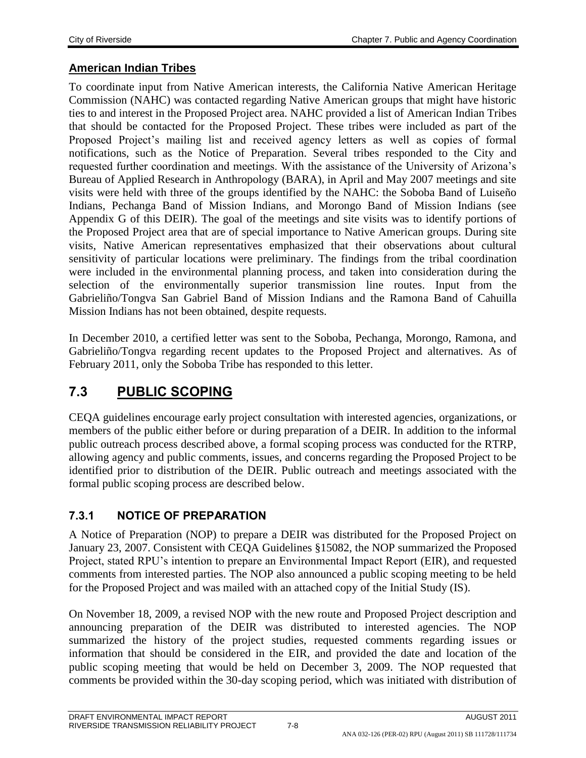## American Indian Tribes

To coordinate input from Native American interests, the California Native American Heritage Commission (NAHC) was contacted regarding Native American groups that might have historic ties to and interest in the Proposed Project area. NAHC provided a list of American Indian Tribes that should be contacted for the Proposed Project. These tribes were included as part of the Proposed Project's mailing list and received agency letters as well as copies of formal notifications, such as the Notice of Preparation. Several tribes responded to the City and requested further coordination and meetings. With the assistance of the University of Arizona's Bureau of Applied Research in Anthropology (BARA), in April and May 2007 meetings and site visits were held with three of the groups identified by the NAHC: the Soboba Band of Luiseño Indians, Pechanga Band of Mission Indians, and Morongo Band of Mission Indians (see Appendix G of this DEIR). The goal of the meetings and site visits was to identify portions of the Proposed Project area that are of special importance to Native American groups. During site visits, Native American representatives emphasized that their observations about cultural sensitivity of particular locations were preliminary. The findings from the tribal coordination were included in the environmental planning process, and taken into consideration during the selection of the environmentally superior transmission line routes. Input from the Gabrieliño/Tongva San Gabriel Band of Mission Indians and the Ramona Band of Cahuilla Mission Indians has not been obtained, despite requests.

In December 2010, a certified letter was sent to the Soboba, Pechanga, Morongo, Ramona, and Gabrieliño/Tongva regarding recent updates to the Proposed Project and alternatives. As of February 2011, only the Soboba Tribe has responded to this letter.

# 7.3 PUBLIC SCOPING

CEQA guidelines encourage early project consultation with interested agencies, organizations, or members of the public either before or during preparation of a DEIR. In addition to the informal public outreach process described above, a formal scoping process was conducted for the RTRP, allowing agency and public comments, issues, and concerns regarding the Proposed Project to be identified prior to distribution of the DEIR. Public outreach and meetings associated with the formal public scoping process are described below.

## 7.3.1 NOTICE OF PREPARATION

A Notice of Preparation (NOP) to prepare a DEIR was distributed for the Proposed Project on January 23, 2007. Consistent with CEQA Guidelines §15082, the NOP summarized the Proposed Project, stated RPU's intention to prepare an Environmental Impact Report (EIR), and requested comments from interested parties. The NOP also announced a public scoping meeting to be held for the Proposed Project and was mailed with an attached copy of the Initial Study (IS).

On November 18, 2009, a revised NOP with the new route and Proposed Project description and announcing preparation of the DEIR was distributed to interested agencies. The NOP summarized the history of the project studies, requested comments regarding issues or information that should be considered in the EIR, and provided the date and location of the public scoping meeting that would be held on December 3, 2009. The NOP requested that comments be provided within the 30-day scoping period, which was initiated with distribution of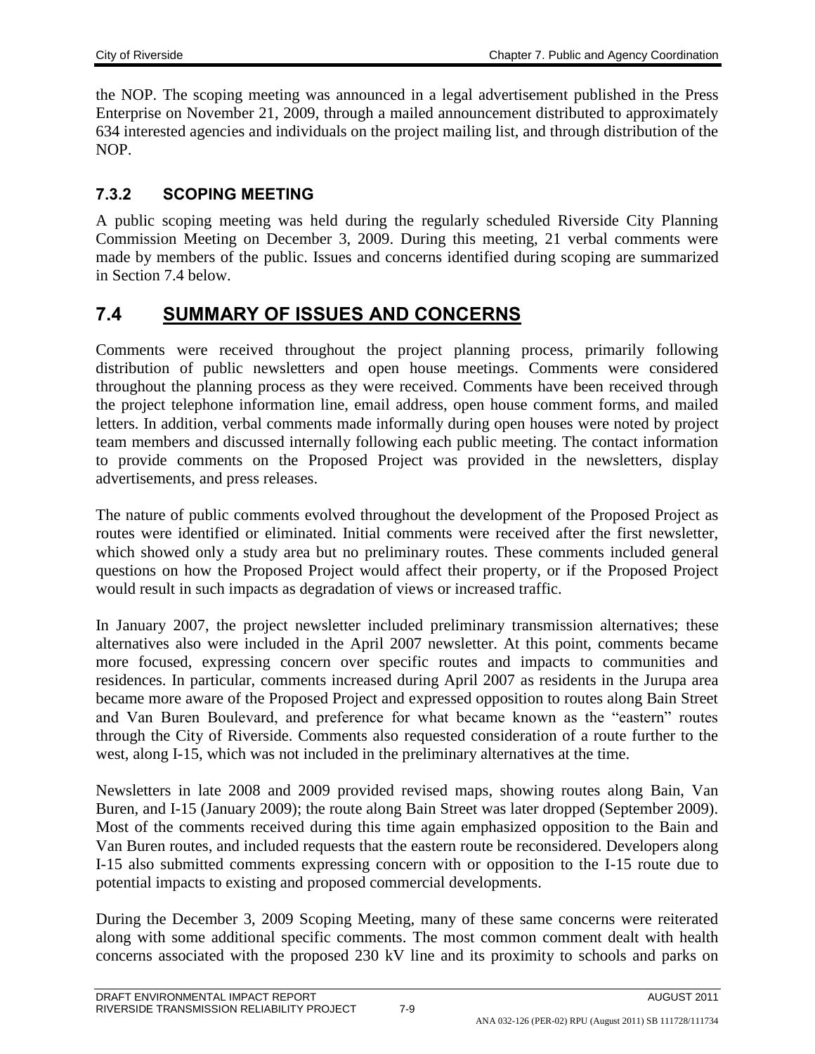the NOP. The scoping meeting was announced in a legal advertisement published in the Press Enterprise on November 21, 2009, through a mailed announcement distributed to approximately 634 interested agencies and individuals on the project mailing list, and through distribution of the NOP.

### 7.3.2 SCOPING MEETING

A public scoping meeting was held during the regularly scheduled Riverside City Planning Commission Meeting on December 3, 2009. During this meeting, 21 verbal comments were made by members of the public. Issues and concerns identified during scoping are summarized in Section 7.4 below.

## 7.4 SUMMARY OF ISSUES AND CONCERNS

Comments were received throughout the project planning process, primarily following distribution of public newsletters and open house meetings. Comments were considered throughout the planning process as they were received. Comments have been received through the project telephone information line, email address, open house comment forms, and mailed letters. In addition, verbal comments made informally during open houses were noted by project team members and discussed internally following each public meeting. The contact information to provide comments on the Proposed Project was provided in the newsletters, display advertisements, and press releases.

The nature of public comments evolved throughout the development of the Proposed Project as routes were identified or eliminated. Initial comments were received after the first newsletter, which showed only a study area but no preliminary routes. These comments included general questions on how the Proposed Project would affect their property, or if the Proposed Project would result in such impacts as degradation of views or increased traffic.

In January 2007, the project newsletter included preliminary transmission alternatives; these alternatives also were included in the April 2007 newsletter. At this point, comments became more focused, expressing concern over specific routes and impacts to communities and residences. In particular, comments increased during April 2007 as residents in the Jurupa area became more aware of the Proposed Project and expressed opposition to routes along Bain Street and Van Buren Boulevard, and preference for what became known as the "eastern" routes through the City of Riverside. Comments also requested consideration of a route further to the west, along I-15, which was not included in the preliminary alternatives at the time.

Newsletters in late 2008 and 2009 provided revised maps, showing routes along Bain, Van Buren, and I-15 (January 2009); the route along Bain Street was later dropped (September 2009). Most of the comments received during this time again emphasized opposition to the Bain and Van Buren routes, and included requests that the eastern route be reconsidered. Developers along I-15 also submitted comments expressing concern with or opposition to the I-15 route due to potential impacts to existing and proposed commercial developments.

During the December 3, 2009 Scoping Meeting, many of these same concerns were reiterated along with some additional specific comments. The most common comment dealt with health concerns associated with the proposed 230 kV line and its proximity to schools and parks on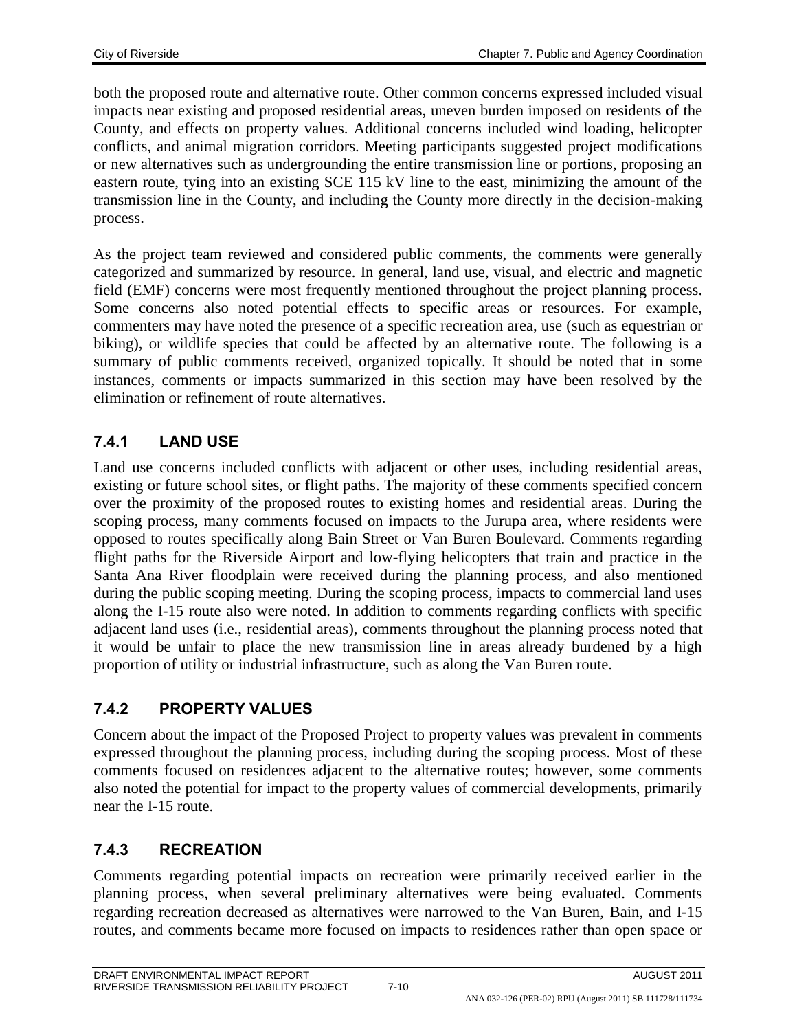both the proposed route and alternative route. Other common concerns expressed included visual impacts near existing and proposed residential areas, uneven burden imposed on residents of the County, and effects on property values. Additional concerns included wind loading, helicopter conflicts, and animal migration corridors. Meeting participants suggested project modifications or new alternatives such as undergrounding the entire transmission line or portions, proposing an eastern route, tying into an existing SCE 115 kV line to the east, minimizing the amount of the transmission line in the County, and including the County more directly in the decision-making process.

As the project team reviewed and considered public comments, the comments were generally categorized and summarized by resource. In general, land use, visual, and electric and magnetic field (EMF) concerns were most frequently mentioned throughout the project planning process. Some concerns also noted potential effects to specific areas or resources. For example, commenters may have noted the presence of a specific recreation area, use (such as equestrian or biking), or wildlife species that could be affected by an alternative route. The following is a summary of public comments received, organized topically. It should be noted that in some instances, comments or impacts summarized in this section may have been resolved by the elimination or refinement of route alternatives.

### 7.4.1 LAND USE

Land use concerns included conflicts with adjacent or other uses, including residential areas, existing or future school sites, or flight paths. The majority of these comments specified concern over the proximity of the proposed routes to existing homes and residential areas. During the scoping process, many comments focused on impacts to the Jurupa area, where residents were opposed to routes specifically along Bain Street or Van Buren Boulevard. Comments regarding flight paths for the Riverside Airport and low-flying helicopters that train and practice in the Santa Ana River floodplain were received during the planning process, and also mentioned during the public scoping meeting. During the scoping process, impacts to commercial land uses along the I-15 route also were noted. In addition to comments regarding conflicts with specific adjacent land uses (i.e., residential areas), comments throughout the planning process noted that it would be unfair to place the new transmission line in areas already burdened by a high proportion of utility or industrial infrastructure, such as along the Van Buren route.

### 7.4.2 PROPERTY VALUES

Concern about the impact of the Proposed Project to property values was prevalent in comments expressed throughout the planning process, including during the scoping process. Most of these comments focused on residences adjacent to the alternative routes; however, some comments also noted the potential for impact to the property values of commercial developments, primarily near the I-15 route.

### 7.4.3 RECREATION

Comments regarding potential impacts on recreation were primarily received earlier in the planning process, when several preliminary alternatives were being evaluated. Comments regarding recreation decreased as alternatives were narrowed to the Van Buren, Bain, and I-15 routes, and comments became more focused on impacts to residences rather than open space or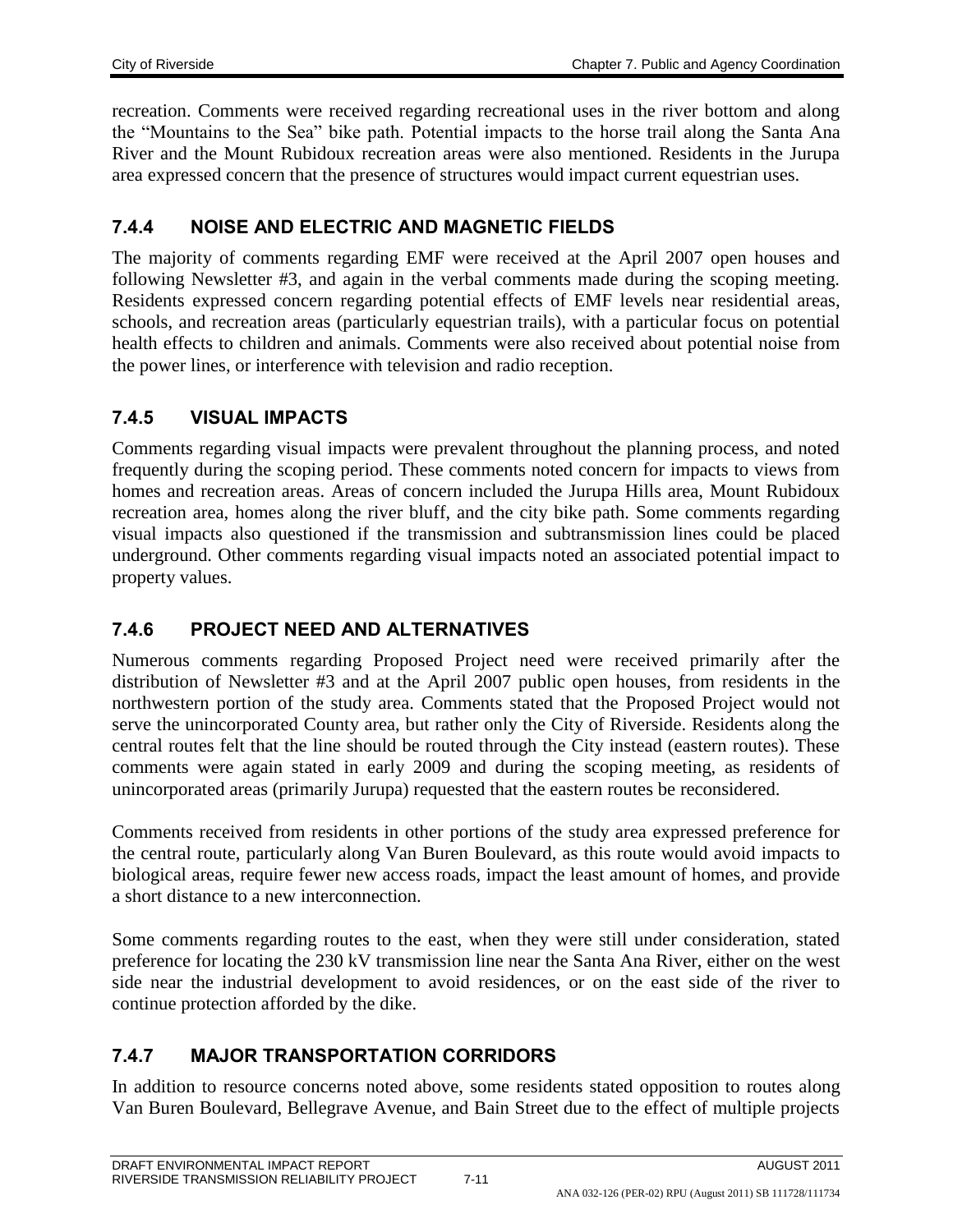recreation. Comments were received regarding recreational uses in the river bottom and along the "Mountains to the Sea" bike path. Potential impacts to the horse trail along the Santa Ana River and the Mount Rubidoux recreation areas were also mentioned. Residents in the Jurupa area expressed concern that the presence of structures would impact current equestrian uses.

### 7.4.4 NOISE AND ELECTRIC AND MAGNETIC FIELDS

The majority of comments regarding EMF were received at the April 2007 open houses and following Newsletter #3, and again in the verbal comments made during the scoping meeting. Residents expressed concern regarding potential effects of EMF levels near residential areas, schools, and recreation areas (particularly equestrian trails), with a particular focus on potential health effects to children and animals. Comments were also received about potential noise from the power lines, or interference with television and radio reception.

### 7.4.5 VISUAL IMPACTS

Comments regarding visual impacts were prevalent throughout the planning process, and noted frequently during the scoping period. These comments noted concern for impacts to views from homes and recreation areas. Areas of concern included the Jurupa Hills area, Mount Rubidoux recreation area, homes along the river bluff, and the city bike path. Some comments regarding visual impacts also questioned if the transmission and subtransmission lines could be placed underground. Other comments regarding visual impacts noted an associated potential impact to property values.

### 7.4.6 PROJECT NEED AND ALTERNATIVES

Numerous comments regarding Proposed Project need were received primarily after the distribution of Newsletter #3 and at the April 2007 public open houses, from residents in the northwestern portion of the study area. Comments stated that the Proposed Project would not serve the unincorporated County area, but rather only the City of Riverside. Residents along the central routes felt that the line should be routed through the City instead (eastern routes). These comments were again stated in early 2009 and during the scoping meeting, as residents of unincorporated areas (primarily Jurupa) requested that the eastern routes be reconsidered.

Comments received from residents in other portions of the study area expressed preference for the central route, particularly along Van Buren Boulevard, as this route would avoid impacts to biological areas, require fewer new access roads, impact the least amount of homes, and provide a short distance to a new interconnection.

Some comments regarding routes to the east, when they were still under consideration, stated preference for locating the 230 kV transmission line near the Santa Ana River, either on the west side near the industrial development to avoid residences, or on the east side of the river to continue protection afforded by the dike.

### 7.4.7 MAJOR TRANSPORTATION CORRIDORS

In addition to resource concerns noted above, some residents stated opposition to routes along Van Buren Boulevard, Bellegrave Avenue, and Bain Street due to the effect of multiple projects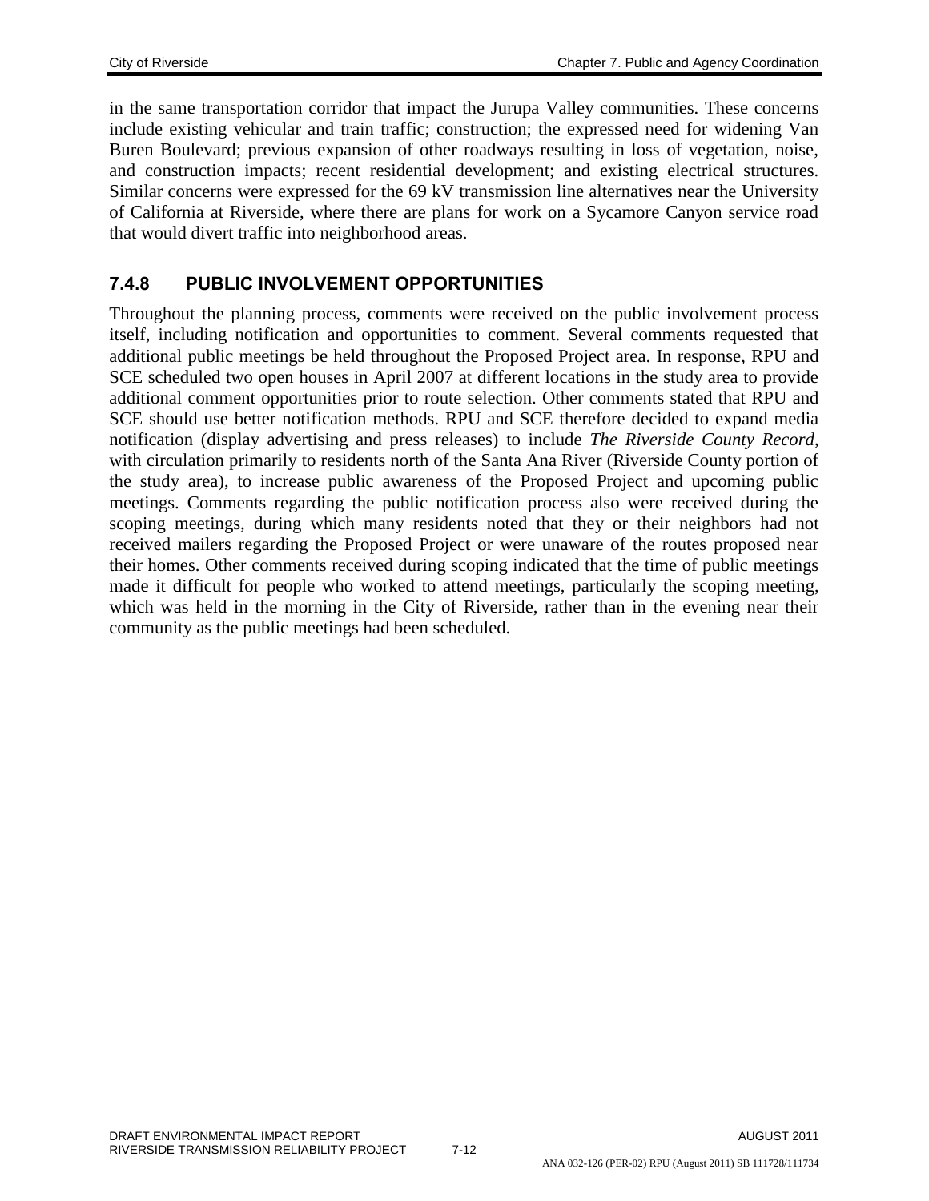in the same transportation corridor that impact the Jurupa Valley communities. These concerns include existing vehicular and train traffic; construction; the expressed need for widening Van Buren Boulevard; previous expansion of other roadways resulting in loss of vegetation, noise, and construction impacts; recent residential development; and existing electrical structures. Similar concerns were expressed for the 69 kV transmission line alternatives near the University of California at Riverside, where there are plans for work on a Sycamore Canyon service road that would divert traffic into neighborhood areas.

### 7.4.8 PUBLIC INVOLVEMENT OPPORTUNITIES

Throughout the planning process, comments were received on the public involvement process itself, including notification and opportunities to comment. Several comments requested that additional public meetings be held throughout the Proposed Project area. In response, RPU and SCE scheduled two open houses in April 2007 at different locations in the study area to provide additional comment opportunities prior to route selection. Other comments stated that RPU and SCE should use better notification methods. RPU and SCE therefore decided to expand media notification (display advertising and press releases) to include *The Riverside County Record*, with circulation primarily to residents north of the Santa Ana River (Riverside County portion of the study area), to increase public awareness of the Proposed Project and upcoming public meetings. Comments regarding the public notification process also were received during the scoping meetings, during which many residents noted that they or their neighbors had not received mailers regarding the Proposed Project or were unaware of the routes proposed near their homes. Other comments received during scoping indicated that the time of public meetings made it difficult for people who worked to attend meetings, particularly the scoping meeting, which was held in the morning in the City of Riverside, rather than in the evening near their community as the public meetings had been scheduled.